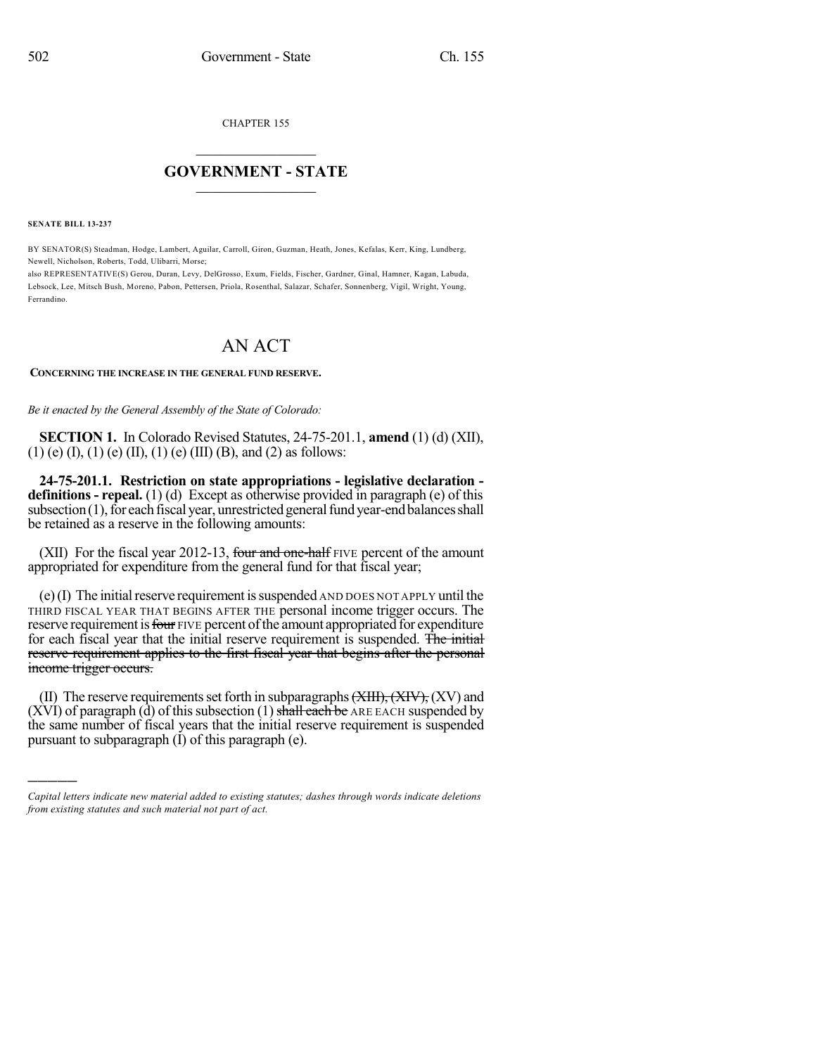CHAPTER 155

# GOVERNMENT - STATE

**SENATE BILL 13-237**

BY SENATOR(S) Steadman, Hodge, Lambert, Aguilar, Carroll, Giron, Guzman, Heath, Jones, Kefalas, Kerr, King, Lundberg, Newell, Nicholson, Roberts, Todd, Ulibarri, Morse;
also REPRESENTATIVE(S) Gerou, Duran, Levy, DelGrosso, Exum, Fields, Fischer, Gardner, Ginal, Hamner, Kagan, Labuda, Lebsock, Lee, Mitsch Bush, Moreno, Pabon, Pettersen, Priola, Rosenthal, Salazar, Schafer, Sonnenberg, Vigil, Wright, Young, Ferrandino.

# AN ACT

**CONCERNING THE INCREASE IN THE GENERAL FUND RESERVE.**

*Be it enacted by the General Assembly of the State of Colorado:*

**SECTION 1.** In Colorado Revised Statutes, 24-75-201.1, **amend** (1) (d) (XII), (1) (e) (I), (1) (e) (II), (1) (e) (III) (B), and (2) as follows:

**24-75-201.1. Restriction on state appropriations - legislative declaration - definitions - repeal.** (1) (d) Except as otherwise provided in paragraph (e) of this subsection (1), for each fiscal year, unrestricted general fund year-end balances shall be retained as a reserve in the following amounts:

(XII) For the fiscal year 2012-13, ~~four and one-half~~ FIVE percent of the amount appropriated for expenditure from the general fund for that fiscal year;

(e) (I) The initial reserve requirement is suspended AND DOES NOT APPLY until the THIRD FISCAL YEAR THAT BEGINS AFTER THE personal income trigger occurs. The reserve requirement is ~~four~~ FIVE percent of the amount appropriated for expenditure for each fiscal year that the initial reserve requirement is suspended. ~~The initial reserve requirement applies to the first fiscal year that begins after the personal income trigger occurs.~~

(II) The reserve requirements set forth in subparagraphs ~~(XIII), (XIV),~~ (XV) and (XVI) of paragraph (d) of this subsection (1) ~~shall each be~~ ARE EACH suspended by the same number of fiscal years that the initial reserve requirement is suspended pursuant to subparagraph (I) of this paragraph (e).

*Capital letters indicate new material added to existing statutes; dashes through words indicate deletions from existing statutes and such material not part of act.*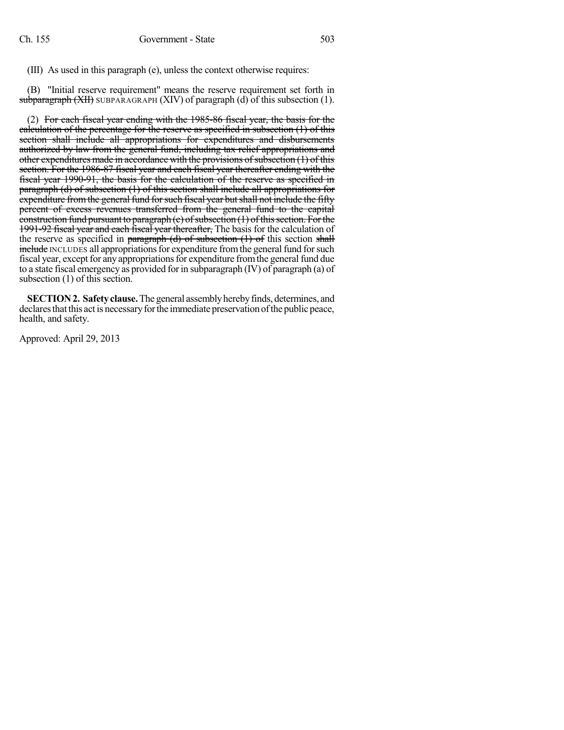(III) As used in this paragraph (e), unless the context otherwise requires:

(B) "Initial reserve requirement" means the reserve requirement set forth in ~~subparagraph (XII)~~ SUBPARAGRAPH (XIV) of paragraph (d) of this subsection (1).

(2) ~~For each fiscal year ending with the 1985-86 fiscal year, the basis for the calculation of the percentage for the reserve as specified in subsection (1) of this section shall include all appropriations for expenditures and disbursements authorized by law from the general fund, including tax relief appropriations and other expenditures made in accordance with the provisions of subsection (1) of this section. For the 1986-87 fiscal year and each fiscal year thereafter ending with the fiscal year 1990-91, the basis for the calculation of the reserve as specified in paragraph (d) of subsection (1) of this section shall include all appropriations for expenditure from the general fund for such fiscal year but shall not include the fifty percent of excess revenues transferred from the general fund to the capital construction fund pursuant to paragraph (c) of subsection (1) of this section. For the 1991-92 fiscal year and each fiscal year thereafter,~~ The basis for the calculation of the reserve as specified in ~~paragraph (d) of subsection (1) of~~ this section ~~shall include~~ INCLUDES all appropriations for expenditure from the general fund for such fiscal year, except for any appropriations for expenditure from the general fund due to a state fiscal emergency as provided for in subparagraph (IV) of paragraph (a) of subsection (1) of this section.

**SECTION 2. Safety clause.** The general assembly hereby finds, determines, and declares that this act is necessary for the immediate preservation of the public peace, health, and safety.

Approved: April 29, 2013